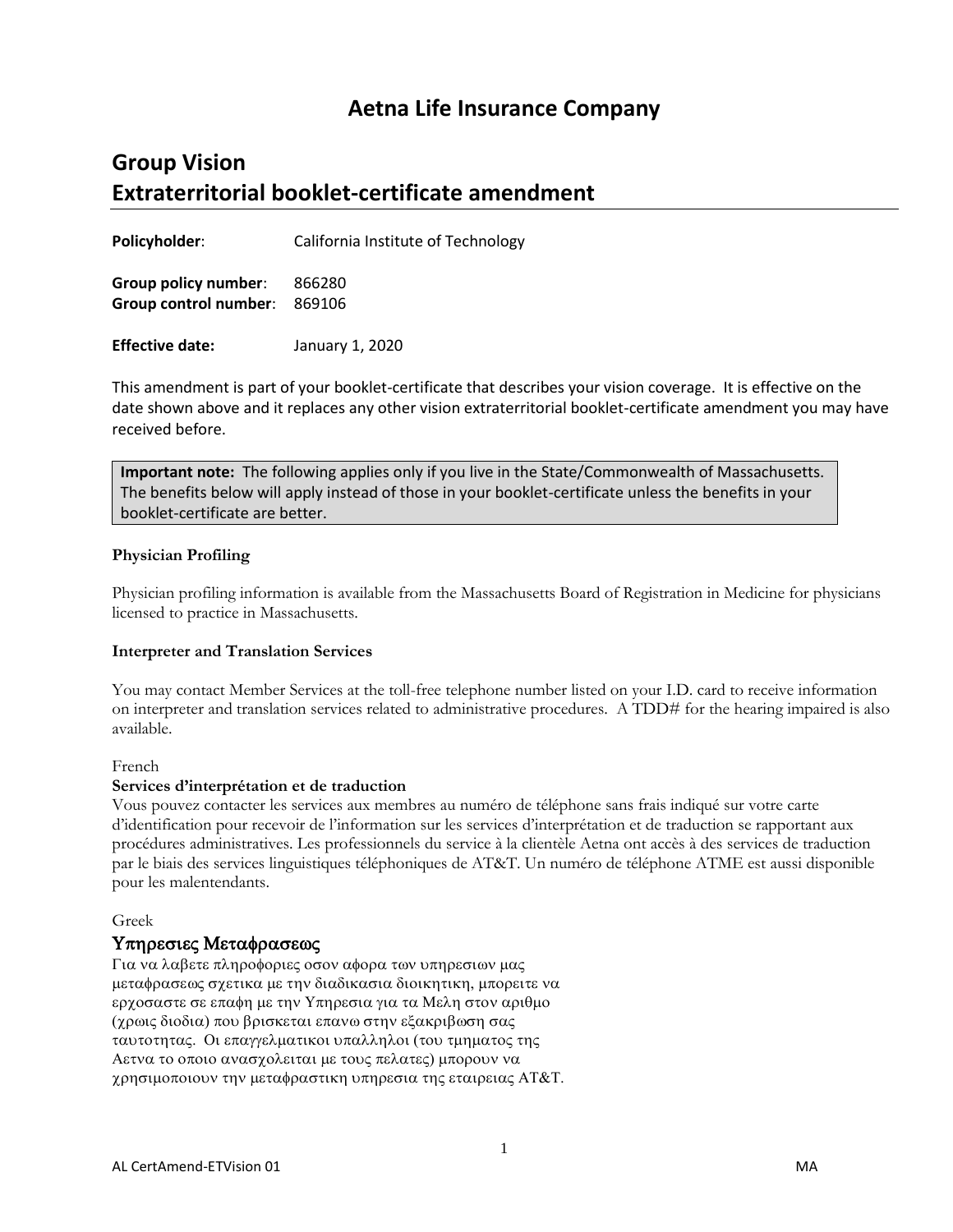# Aetna Life Insurance Company

## Group Vision
## Extraterritorial booklet-certificate amendment

**Policyholder**: California Institute of Technology

**Group policy number**: 866280
**Group control number**: 869106

**Effective date:** January 1, 2020

This amendment is part of your booklet-certificate that describes your vision coverage. It is effective on the date shown above and it replaces any other vision extraterritorial booklet-certificate amendment you may have received before.

> **Important note:** The following applies only if you live in the State/Commonwealth of Massachusetts. The benefits below will apply instead of those in your booklet-certificate unless the benefits in your booklet-certificate are better.

**Physician Profiling**

Physician profiling information is available from the Massachusetts Board of Registration in Medicine for physicians licensed to practice in Massachusetts.

**Interpreter and Translation Services**

You may contact Member Services at the toll-free telephone number listed on your I.D. card to receive information on interpreter and translation services related to administrative procedures. A TDD# for the hearing impaired is also available.

French

**Services d'interprétation et de traduction**

Vous pouvez contacter les services aux membres au numéro de téléphone sans frais indiqué sur votre carte d'identification pour recevoir de l'information sur les services d'interprétation et de traduction se rapportant aux procédures administratives. Les professionnels du service à la clientèle Aetna ont accès à des services de traduction par le biais des services linguistiques téléphoniques de AT&T. Un numéro de téléphone ATME est aussi disponible pour les malentendants.

Greek

### Υπηρεσιες Μεταφρασεως

Για να λαβετε πληροφοριες οσον αφορα των υπηρεσιων μας μεταφρασεως σχετικα με την διαδικασια διοικητικη, μπορειτε να ερχοσαστε σε επαφη με την Υπηρεσια για τα Μελη στον αριθμο (χρωις διοδια) που βρισκεται επανω στην εξακριβωση σας ταυτοτητας. Οι επαγγελματικοι υπαλληλοι (του τμηματος της Αετνα το οποιο ανασχολειται με τους πελατες) μπορουν να χρησιμοποιουν την μεταφραστικη υπηρεσια της εταιρειας AT&T.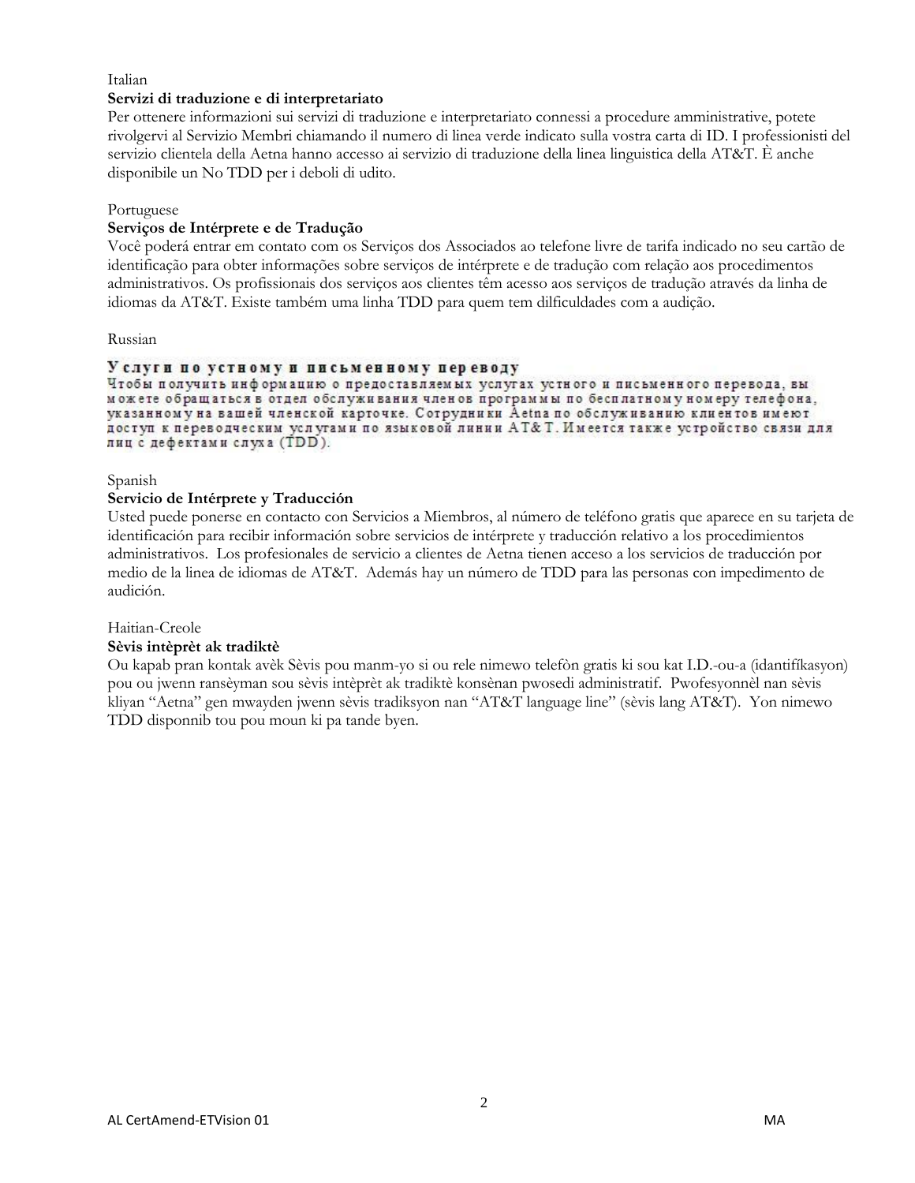Italian

**Servizi di traduzione e di interpretariato**

Per ottenere informazioni sui servizi di traduzione e interpretariato connessi a procedure amministrative, potete rivolgervi al Servizio Membri chiamando il numero di linea verde indicato sulla vostra carta di ID. I professionisti del servizio clientela della Aetna hanno accesso ai servizio di traduzione della linea linguistica della AT&T. È anche disponibile un No TDD per i deboli di udito.

Portuguese

**Serviços de Intérprete e de Tradução**

Você poderá entrar em contato com os Serviços dos Associados ao telefone livre de tarifa indicado no seu cartão de identificação para obter informações sobre serviços de intérprete e de tradução com relação aos procedimentos administrativos. Os profissionais dos serviços aos clientes têm acesso aos serviços de tradução através da linha de idiomas da AT&T. Existe também uma linha TDD para quem tem dilficuldades com a audição.

Russian

**Услуги по устному и письменному переводу**

Чтобы получить информацию о предоставляемых услугах устного и письменного перевода, вы можете обращаться в отдел обслуживания членов программы по бесплатному номеру телефона, указанному на вашей членской карточке. Сотрудники Aetna по обслуживанию клиентов имеют доступ к переводческим услугами по языковой линии AT&T. Имеется также устройство связи для лиц с дефектами слуха (TDD).

Spanish

**Servicio de Intérprete y Traducción**

Usted puede ponerse en contacto con Servicios a Miembros, al número de teléfono gratis que aparece en su tarjeta de identificación para recibir información sobre servicios de intérprete y traducción relativo a los procedimientos administrativos. Los profesionales de servicio a clientes de Aetna tienen acceso a los servicios de traducción por medio de la linea de idiomas de AT&T. Además hay un número de TDD para las personas con impedimento de audición.

Haitian-Creole

**Sèvis intèprèt ak tradiktè**

Ou kapab pran kontak avèk Sèvis pou manm-yo si ou rele nimewo telefòn gratis ki sou kat I.D.-ou-a (idantifíkasyon) pou ou jwenn ransèyman sou sèvis intèprèt ak tradiktè konsènan pwosedi administratif. Pwofesyonnèl nan sèvis kliyan "Aetna" gen mwayden jwenn sèvis tradiksyon nan "AT&T language line" (sèvis lang AT&T). Yon nimewo TDD disponnib tou pou moun ki pa tande byen.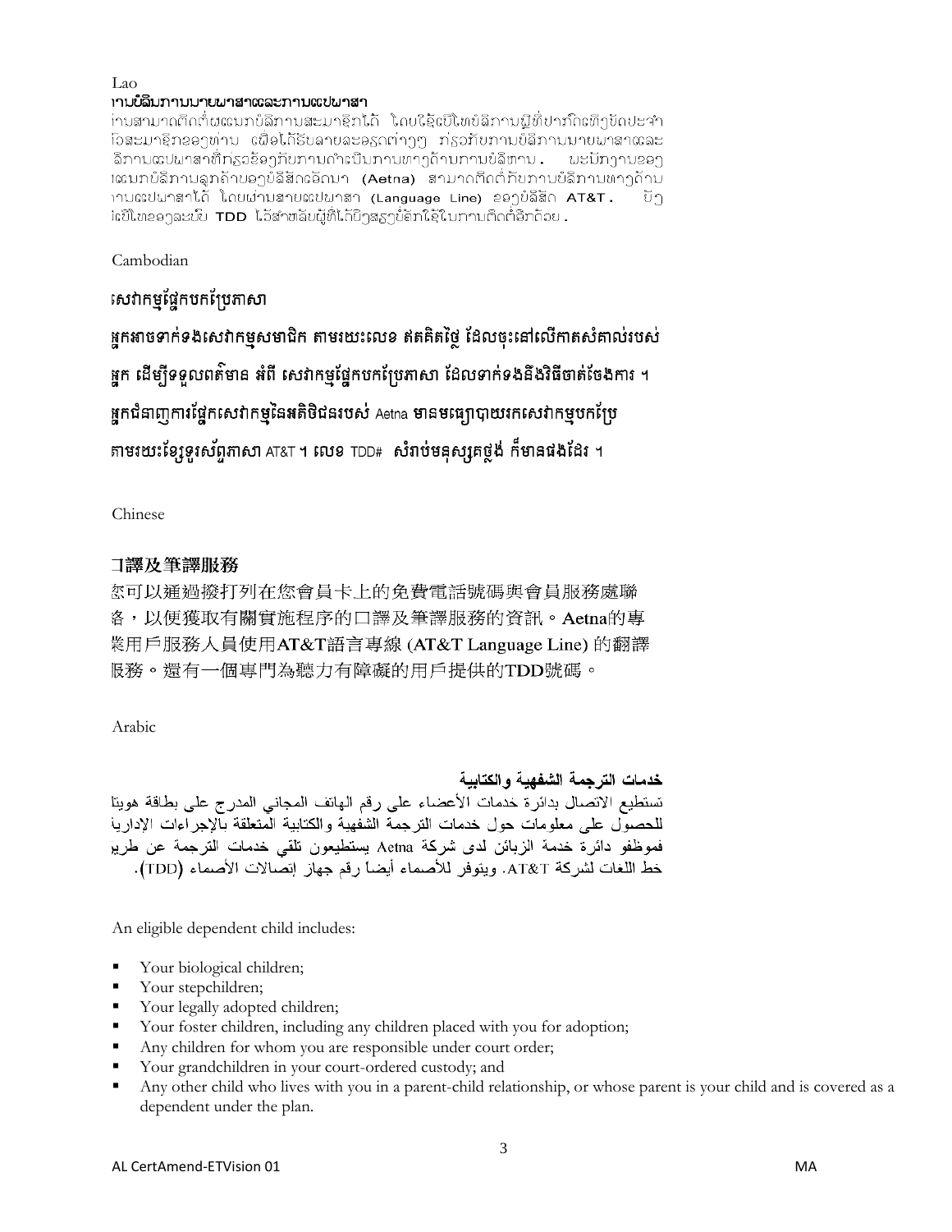Lao

**ການບໍລິການນາຍພາສາແລະການແປພາສາ**

ທ່ານສາມາດຕິດຕໍ່ພະແນກບໍລິການສະມາຊິກໄດ້ ໂດຍໃຊ້ເບີໂທບໍລິການຟຣີທີ່ປາກົດເທິງບັດປະຈຳໂຕສະມາຊິກຂອງທ່ານ ເພື່ອໄດ້ຮັບລາຍລະອຽດຕ່າງໆ ກ່ຽວກັບການບໍລິການນາຍພາສາແລະລິການແປພາສາທີ່ກ່ຽວຂ້ອງກັບການດຳເນີນການທາງດ້ານການບໍລິຫານ. ພະນັກງານຂອງແພະແນກບໍລິການລູກຄ້າຂອງບໍລິສັດເອັດນາ (Aetna) ສາມາດຕິດຕໍ່ກັບການບໍລິການທາງດ້ານການແປພາສາໄດ້ ໂດຍຜ່ານສາຍແປພາສາ (Language Line) ຂອງບໍລິສັດ AT&T. ມີງເບີໂທຂອງລະບົບ TDD ໄວ້ສຳຫລັບຜູ້ທີ່ໄດ້ຍິນສຽງບໍ່ຄັກໃຊ້ໃນການຕິດຕໍ່ອີກດ້ວຍ.

Cambodian

**សេវាកម្មផ្នែកបកប្រែភាសា**

អ្នកអាចទាក់ទងសេវាកម្មសមាជិក តាមរយៈលេខ ឥតគិតថ្លៃ ដែលចុះនៅលើកាតសំគាល់របស់អ្នក ដើម្បីទទួលពត៌មាន អំពី សេវាកម្មផ្នែកបកប្រែភាសា ដែលទាក់ទងនឹងវិធីចាត់ចែងការ ។ អ្នកជំនាញការផ្នែកសេវាកម្មនៃអតិថិជនរបស់ Aetna មានមធ្យោបាយរកសេវាកម្មបកប្រែតាមរយៈខ្សែទូរស័ព្ទភាសា AT&T ។ លេខ TDD# សំរាប់មនុស្សគថ្លង់ ក៏មានផងដែរ ។

Chinese

**口譯及筆譯服務**

您可以通過撥打列在您會員卡上的免費電話號碼與會員服務處聯絡，以便獲取有關實施程序的口譯及筆譯服務的資訊。Aetna的專業用戶服務人員使用AT&T語言專線 (AT&T Language Line) 的翻譯服務。還有一個專門為聽力有障礙的用戶提供的TDD號碼。

Arabic

**خدمات الترجمة الشفهية والكتابية**

تستطيع الاتصال بدائرة خدمات الأعضاء على رقم الهاتف المجاني المدرج على بطاقة هويتا للحصول على معلومات حول خدمات الترجمة الشفهية والكتابية المتعلقة بالإجراءات الإداريا فموظفو دائرة خدمة الزبائن لدى شركة Aetna يستطيعون تلقي خدمات الترجمة عن طرير خط اللغات لشركة AT&T. ويتوفر للأصماء أيضاً رقم جهاز إتصالات الأصماء (TDD).

An eligible dependent child includes:

- Your biological children;
- Your stepchildren;
- Your legally adopted children;
- Your foster children, including any children placed with you for adoption;
- Any children for whom you are responsible under court order;
- Your grandchildren in your court-ordered custody; and
- Any other child who lives with you in a parent-child relationship, or whose parent is your child and is covered as a dependent under the plan.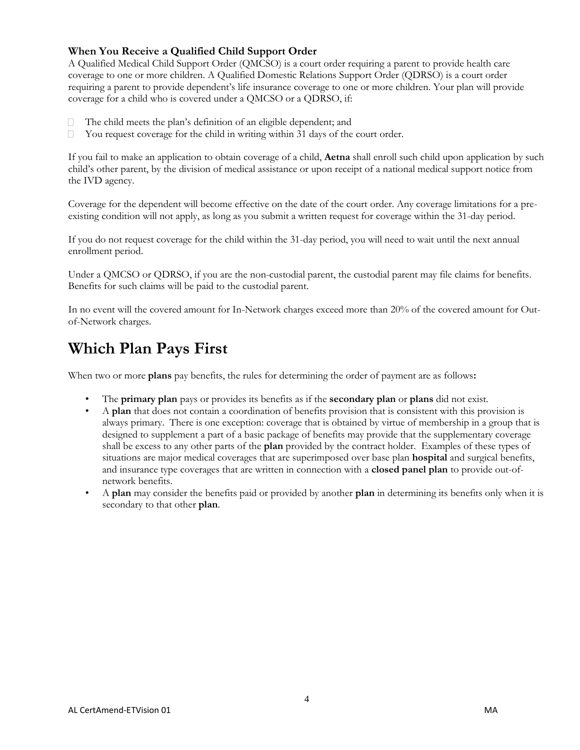### When You Receive a Qualified Child Support Order

A Qualified Medical Child Support Order (QMCSO) is a court order requiring a parent to provide health care coverage to one or more children. A Qualified Domestic Relations Support Order (QDRSO) is a court order requiring a parent to provide dependent's life insurance coverage to one or more children. Your plan will provide coverage for a child who is covered under a QMCSO or a QDRSO, if:

- The child meets the plan's definition of an eligible dependent; and
- You request coverage for the child in writing within 31 days of the court order.

If you fail to make an application to obtain coverage of a child, **Aetna** shall enroll such child upon application by such child's other parent, by the division of medical assistance or upon receipt of a national medical support notice from the IVD agency.

Coverage for the dependent will become effective on the date of the court order. Any coverage limitations for a pre-existing condition will not apply, as long as you submit a written request for coverage within the 31-day period.

If you do not request coverage for the child within the 31-day period, you will need to wait until the next annual enrollment period.

Under a QMCSO or QDRSO, if you are the non-custodial parent, the custodial parent may file claims for benefits. Benefits for such claims will be paid to the custodial parent.

In no event will the covered amount for In-Network charges exceed more than 20% of the covered amount for Out-of-Network charges.

# Which Plan Pays First

When two or more **plans** pay benefits, the rules for determining the order of payment are as follows**:**

- The **primary plan** pays or provides its benefits as if the **secondary plan** or **plans** did not exist.
- A **plan** that does not contain a coordination of benefits provision that is consistent with this provision is always primary. There is one exception: coverage that is obtained by virtue of membership in a group that is designed to supplement a part of a basic package of benefits may provide that the supplementary coverage shall be excess to any other parts of the **plan** provided by the contract holder. Examples of these types of situations are major medical coverages that are superimposed over base plan **hospital** and surgical benefits, and insurance type coverages that are written in connection with a **closed panel plan** to provide out-of-network benefits.
- A **plan** may consider the benefits paid or provided by another **plan** in determining its benefits only when it is secondary to that other **plan**.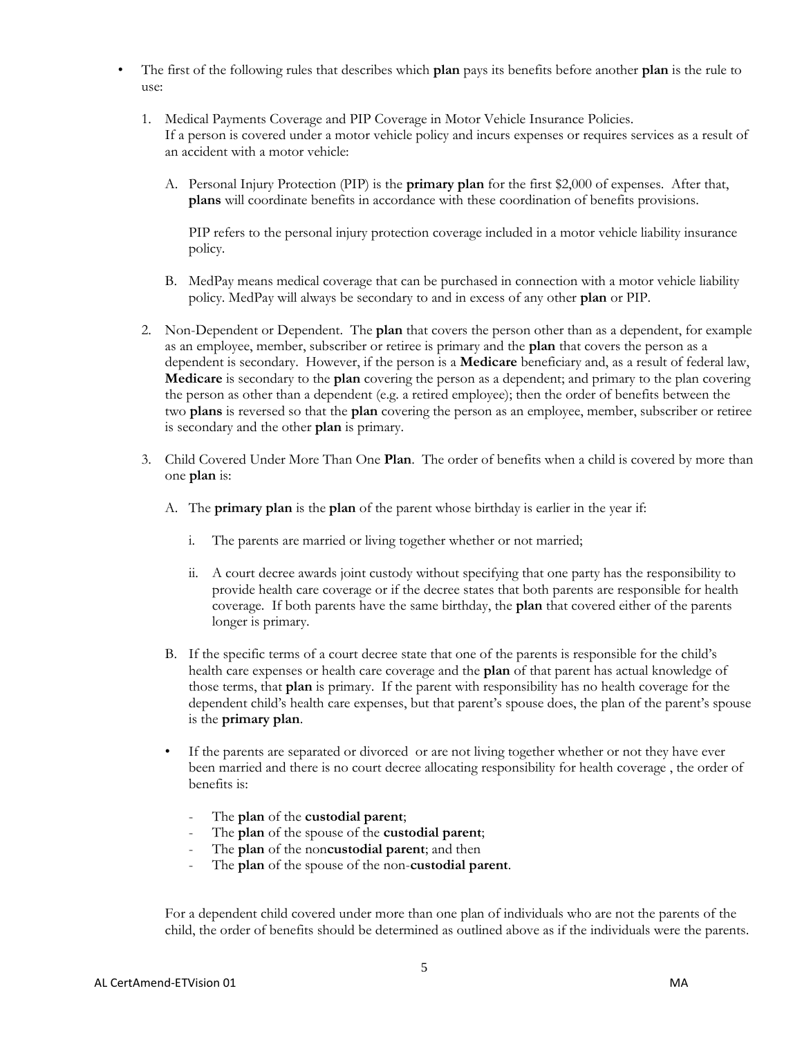- The first of the following rules that describes which **plan** pays its benefits before another **plan** is the rule to use:

  1. Medical Payments Coverage and PIP Coverage in Motor Vehicle Insurance Policies.
     If a person is covered under a motor vehicle policy and incurs expenses or requires services as a result of an accident with a motor vehicle:

     A. Personal Injury Protection (PIP) is the **primary plan** for the first $2,000 of expenses. After that, **plans** will coordinate benefits in accordance with these coordination of benefits provisions.

        PIP refers to the personal injury protection coverage included in a motor vehicle liability insurance policy.

     B. MedPay means medical coverage that can be purchased in connection with a motor vehicle liability policy. MedPay will always be secondary to and in excess of any other **plan** or PIP.

  2. Non-Dependent or Dependent. The **plan** that covers the person other than as a dependent, for example as an employee, member, subscriber or retiree is primary and the **plan** that covers the person as a dependent is secondary. However, if the person is a **Medicare** beneficiary and, as a result of federal law, **Medicare** is secondary to the **plan** covering the person as a dependent; and primary to the plan covering the person as other than a dependent (e.g. a retired employee); then the order of benefits between the two **plans** is reversed so that the **plan** covering the person as an employee, member, subscriber or retiree is secondary and the other **plan** is primary.

  3. Child Covered Under More Than One **Plan**. The order of benefits when a child is covered by more than one **plan** is:

     A. The **primary plan** is the **plan** of the parent whose birthday is earlier in the year if:

        i. The parents are married or living together whether or not married;

        ii. A court decree awards joint custody without specifying that one party has the responsibility to provide health care coverage or if the decree states that both parents are responsible for health coverage. If both parents have the same birthday, the **plan** that covered either of the parents longer is primary.

     B. If the specific terms of a court decree state that one of the parents is responsible for the child's health care expenses or health care coverage and the **plan** of that parent has actual knowledge of those terms, that **plan** is primary. If the parent with responsibility has no health coverage for the dependent child's health care expenses, but that parent's spouse does, the plan of the parent's spouse is the **primary plan**.

     - If the parents are separated or divorced or are not living together whether or not they have ever been married and there is no court decree allocating responsibility for health coverage , the order of benefits is:

       - The **plan** of the **custodial parent**;
       - The **plan** of the spouse of the **custodial parent**;
       - The **plan** of the non**custodial parent**; and then
       - The **plan** of the spouse of the non-**custodial parent**.

     For a dependent child covered under more than one plan of individuals who are not the parents of the child, the order of benefits should be determined as outlined above as if the individuals were the parents.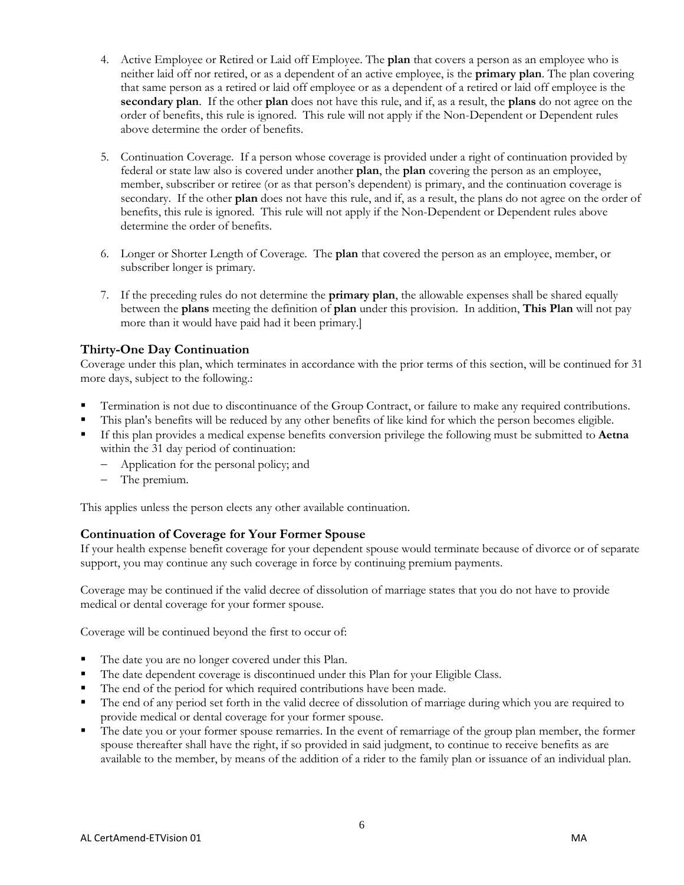4. Active Employee or Retired or Laid off Employee. The **plan** that covers a person as an employee who is neither laid off nor retired, or as a dependent of an active employee, is the **primary plan**. The plan covering that same person as a retired or laid off employee or as a dependent of a retired or laid off employee is the **secondary plan**. If the other **plan** does not have this rule, and if, as a result, the **plans** do not agree on the order of benefits, this rule is ignored. This rule will not apply if the Non-Dependent or Dependent rules above determine the order of benefits.

5. Continuation Coverage. If a person whose coverage is provided under a right of continuation provided by federal or state law also is covered under another **plan**, the **plan** covering the person as an employee, member, subscriber or retiree (or as that person's dependent) is primary, and the continuation coverage is secondary. If the other **plan** does not have this rule, and if, as a result, the plans do not agree on the order of benefits, this rule is ignored. This rule will not apply if the Non-Dependent or Dependent rules above determine the order of benefits.

6. Longer or Shorter Length of Coverage. The **plan** that covered the person as an employee, member, or subscriber longer is primary.

7. If the preceding rules do not determine the **primary plan**, the allowable expenses shall be shared equally between the **plans** meeting the definition of **plan** under this provision. In addition, **This Plan** will not pay more than it would have paid had it been primary.]

### Thirty-One Day Continuation

Coverage under this plan, which terminates in accordance with the prior terms of this section, will be continued for 31 more days, subject to the following.:

- Termination is not due to discontinuance of the Group Contract, or failure to make any required contributions.
- This plan's benefits will be reduced by any other benefits of like kind for which the person becomes eligible.
- If this plan provides a medical expense benefits conversion privilege the following must be submitted to **Aetna** within the 31 day period of continuation:
  - Application for the personal policy; and
  - The premium.

This applies unless the person elects any other available continuation.

### Continuation of Coverage for Your Former Spouse

If your health expense benefit coverage for your dependent spouse would terminate because of divorce or of separate support, you may continue any such coverage in force by continuing premium payments.

Coverage may be continued if the valid decree of dissolution of marriage states that you do not have to provide medical or dental coverage for your former spouse.

Coverage will be continued beyond the first to occur of:

- The date you are no longer covered under this Plan.
- The date dependent coverage is discontinued under this Plan for your Eligible Class.
- The end of the period for which required contributions have been made.
- The end of any period set forth in the valid decree of dissolution of marriage during which you are required to provide medical or dental coverage for your former spouse.
- The date you or your former spouse remarries. In the event of remarriage of the group plan member, the former spouse thereafter shall have the right, if so provided in said judgment, to continue to receive benefits as are available to the member, by means of the addition of a rider to the family plan or issuance of an individual plan.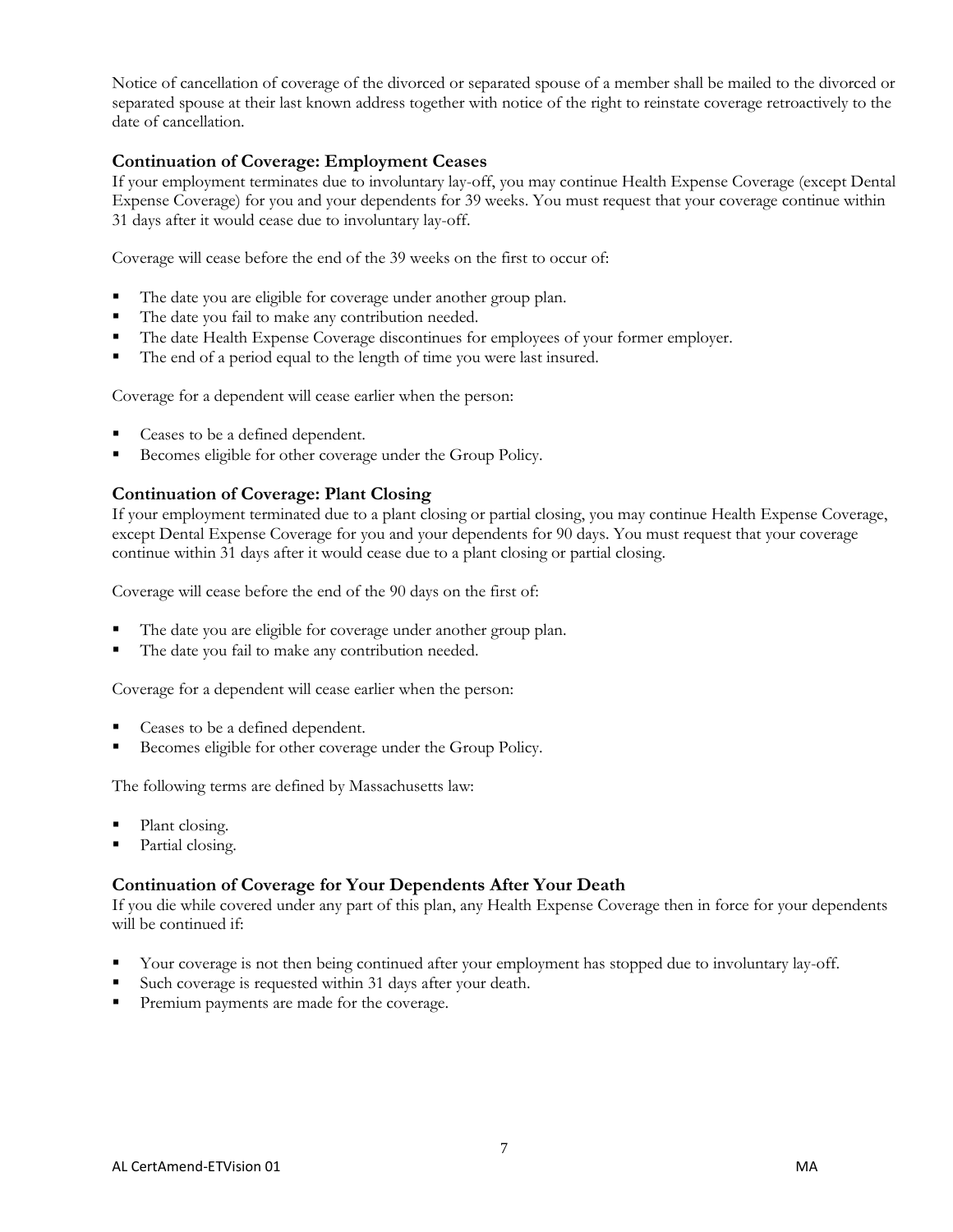Notice of cancellation of coverage of the divorced or separated spouse of a member shall be mailed to the divorced or separated spouse at their last known address together with notice of the right to reinstate coverage retroactively to the date of cancellation.

### Continuation of Coverage: Employment Ceases

If your employment terminates due to involuntary lay-off, you may continue Health Expense Coverage (except Dental Expense Coverage) for you and your dependents for 39 weeks. You must request that your coverage continue within 31 days after it would cease due to involuntary lay-off.

Coverage will cease before the end of the 39 weeks on the first to occur of:

- The date you are eligible for coverage under another group plan.
- The date you fail to make any contribution needed.
- The date Health Expense Coverage discontinues for employees of your former employer.
- The end of a period equal to the length of time you were last insured.

Coverage for a dependent will cease earlier when the person:

- Ceases to be a defined dependent.
- Becomes eligible for other coverage under the Group Policy.

### Continuation of Coverage: Plant Closing

If your employment terminated due to a plant closing or partial closing, you may continue Health Expense Coverage, except Dental Expense Coverage for you and your dependents for 90 days. You must request that your coverage continue within 31 days after it would cease due to a plant closing or partial closing.

Coverage will cease before the end of the 90 days on the first of:

- The date you are eligible for coverage under another group plan.
- The date you fail to make any contribution needed.

Coverage for a dependent will cease earlier when the person:

- Ceases to be a defined dependent.
- Becomes eligible for other coverage under the Group Policy.

The following terms are defined by Massachusetts law:

- Plant closing.
- Partial closing.

### Continuation of Coverage for Your Dependents After Your Death

If you die while covered under any part of this plan, any Health Expense Coverage then in force for your dependents will be continued if:

- Your coverage is not then being continued after your employment has stopped due to involuntary lay-off.
- Such coverage is requested within 31 days after your death.
- Premium payments are made for the coverage.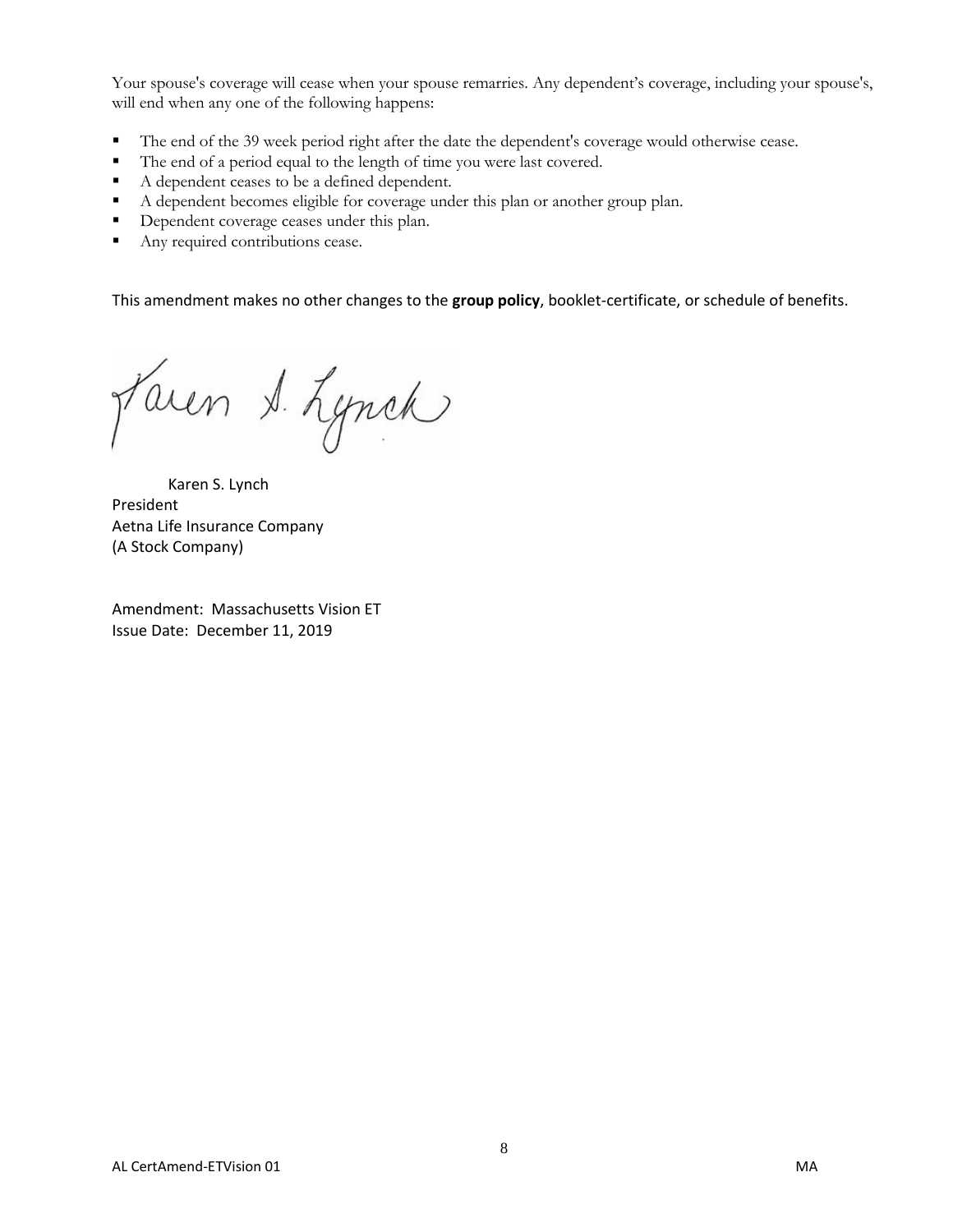Your spouse's coverage will cease when your spouse remarries. Any dependent's coverage, including your spouse's, will end when any one of the following happens:

- The end of the 39 week period right after the date the dependent's coverage would otherwise cease.
- The end of a period equal to the length of time you were last covered.
- A dependent ceases to be a defined dependent.
- A dependent becomes eligible for coverage under this plan or another group plan.
- Dependent coverage ceases under this plan.
- Any required contributions cease.

This amendment makes no other changes to the **group policy**, booklet-certificate, or schedule of benefits.

Karen S. Lynch

Karen S. Lynch
President
Aetna Life Insurance Company
(A Stock Company)

Amendment: Massachusetts Vision ET
Issue Date: December 11, 2019

AL CertAmend-ETVision 01 MA